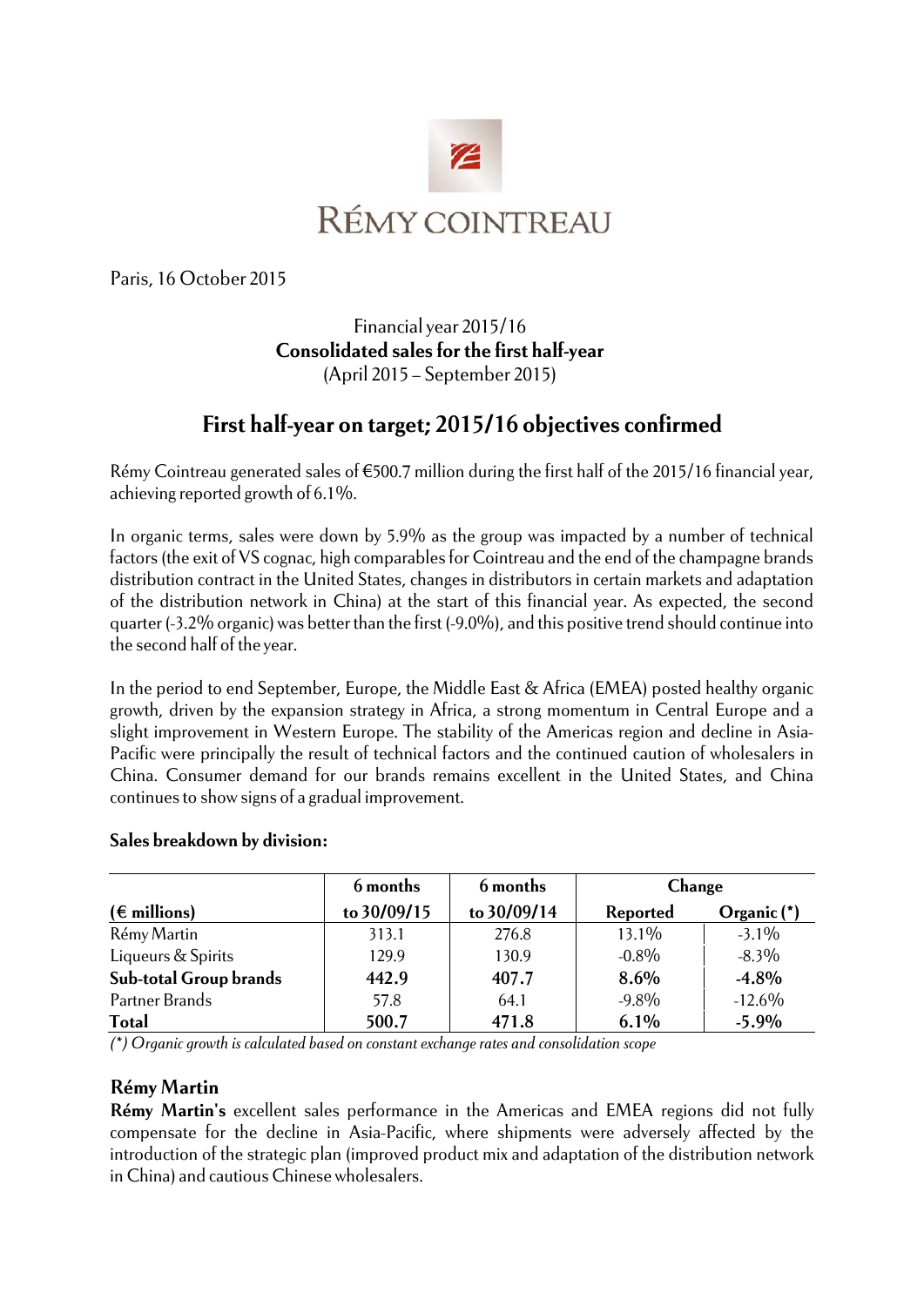RÉMY COINTREAU

Paris, 16 October 2015

Financial year 2015/16
**Consolidated sales for the first half-year**
(April 2015 – September 2015)

# First half-year on target; 2015/16 objectives confirmed

Rémy Cointreau generated sales of €500.7 million during the first half of the 2015/16 financial year, achieving reported growth of 6.1%.

In organic terms, sales were down by 5.9% as the group was impacted by a number of technical factors (the exit of VS cognac, high comparables for Cointreau and the end of the champagne brands distribution contract in the United States, changes in distributors in certain markets and adaptation of the distribution network in China) at the start of this financial year. As expected, the second quarter (-3.2% organic) was better than the first (-9.0%), and this positive trend should continue into the second half of the year.

In the period to end September, Europe, the Middle East & Africa (EMEA) posted healthy organic growth, driven by the expansion strategy in Africa, a strong momentum in Central Europe and a slight improvement in Western Europe. The stability of the Americas region and decline in Asia-Pacific were principally the result of technical factors and the continued caution of wholesalers in China. Consumer demand for our brands remains excellent in the United States, and China continues to show signs of a gradual improvement.

**Sales breakdown by division:**

| | 6 months | 6 months | Change | |
|---|---|---|---|---|
| **(€ millions)** | **to 30/09/15** | **to 30/09/14** | **Reported** | **Organic (*)** |
| Rémy Martin | 313.1 | 276.8 | 13.1% | -3.1% |
| Liqueurs & Spirits | 129.9 | 130.9 | -0.8% | -8.3% |
| **Sub-total Group brands** | **442.9** | **407.7** | **8.6%** | **-4.8%** |
| Partner Brands | 57.8 | 64.1 | -9.8% | -12.6% |
| **Total** | **500.7** | **471.8** | **6.1%** | **-5.9%** |

*(*) Organic growth is calculated based on constant exchange rates and consolidation scope*

## Rémy Martin

**Rémy Martin's** excellent sales performance in the Americas and EMEA regions did not fully compensate for the decline in Asia-Pacific, where shipments were adversely affected by the introduction of the strategic plan (improved product mix and adaptation of the distribution network in China) and cautious Chinese wholesalers.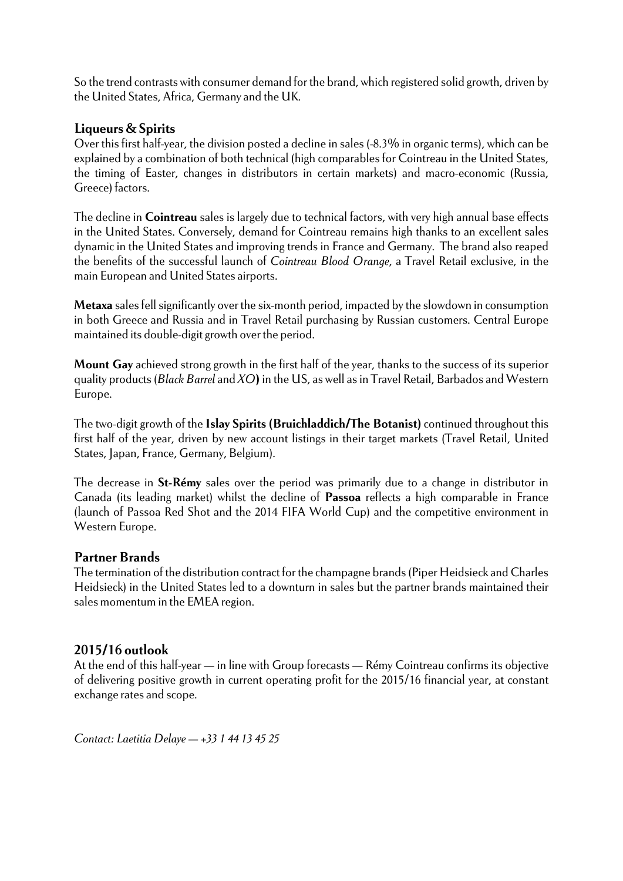So the trend contrasts with consumer demand for the brand, which registered solid growth, driven by the United States, Africa, Germany and the UK.

### Liqueurs & Spirits

Over this first half-year, the division posted a decline in sales (-8.3% in organic terms), which can be explained by a combination of both technical (high comparables for Cointreau in the United States, the timing of Easter, changes in distributors in certain markets) and macro-economic (Russia, Greece) factors.

The decline in **Cointreau** sales is largely due to technical factors, with very high annual base effects in the United States. Conversely, demand for Cointreau remains high thanks to an excellent sales dynamic in the United States and improving trends in France and Germany. The brand also reaped the benefits of the successful launch of *Cointreau Blood Orange*, a Travel Retail exclusive, in the main European and United States airports.

**Metaxa** sales fell significantly over the six-month period, impacted by the slowdown in consumption in both Greece and Russia and in Travel Retail purchasing by Russian customers. Central Europe maintained its double-digit growth over the period.

**Mount Gay** achieved strong growth in the first half of the year, thanks to the success of its superior quality products (*Black Barrel* and *XO*) in the US, as well as in Travel Retail, Barbados and Western Europe.

The two-digit growth of the **Islay Spirits (Bruichladdich/The Botanist)** continued throughout this first half of the year, driven by new account listings in their target markets (Travel Retail, United States, Japan, France, Germany, Belgium).

The decrease in **St-Rémy** sales over the period was primarily due to a change in distributor in Canada (its leading market) whilst the decline of **Passoa** reflects a high comparable in France (launch of Passoa Red Shot and the 2014 FIFA World Cup) and the competitive environment in Western Europe.

### Partner Brands

The termination of the distribution contract for the champagne brands (Piper Heidsieck and Charles Heidsieck) in the United States led to a downturn in sales but the partner brands maintained their sales momentum in the EMEA region.

## 2015/16 outlook

At the end of this half-year — in line with Group forecasts — Rémy Cointreau confirms its objective of delivering positive growth in current operating profit for the 2015/16 financial year, at constant exchange rates and scope.

*Contact: Laetitia Delaye — +33 1 44 13 45 25*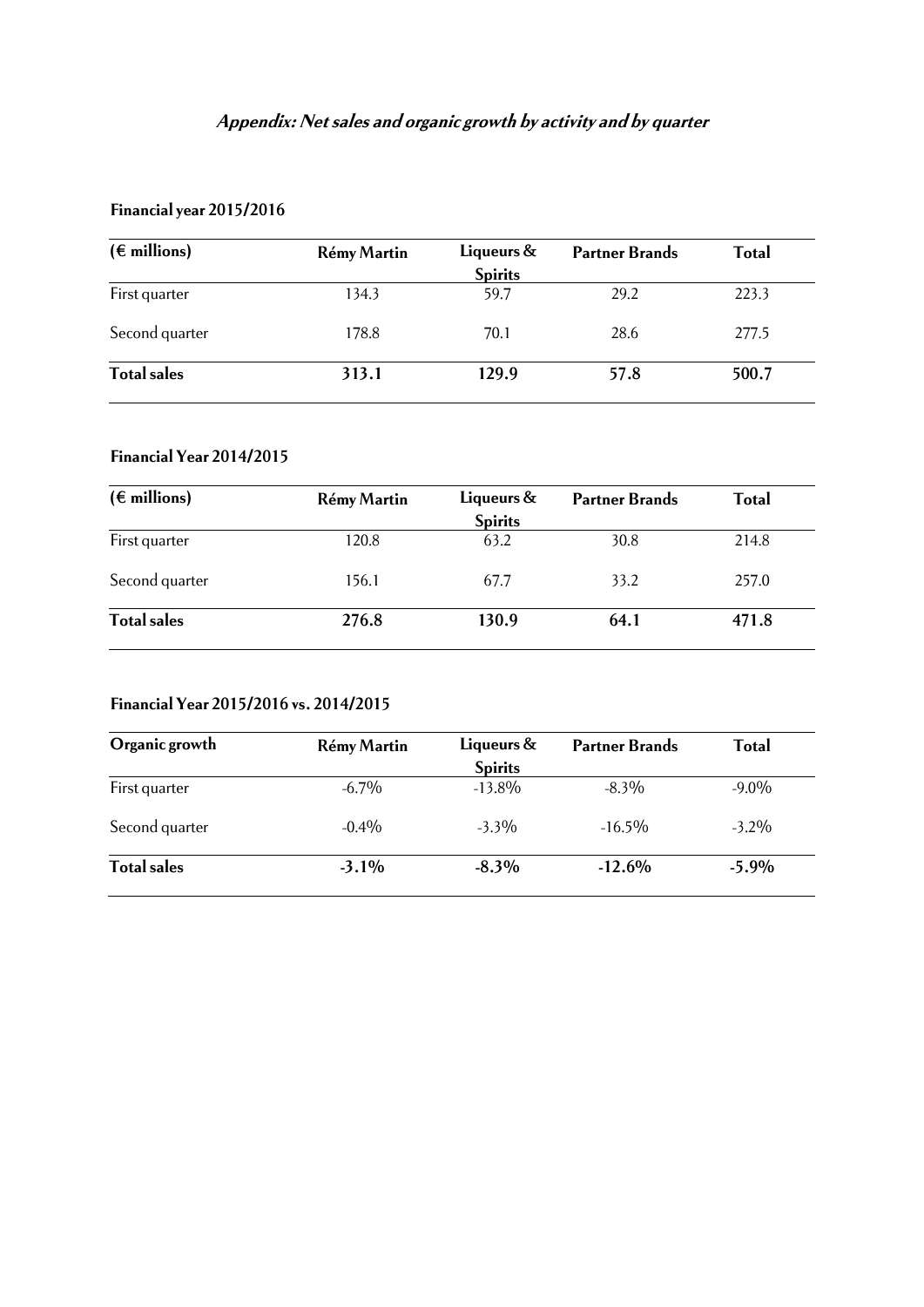## *Appendix: Net sales and organic growth by activity and by quarter*

**Financial year 2015/2016**

| **(€ millions)** | **Rémy Martin** | **Liqueurs & Spirits** | **Partner Brands** | **Total** |
|---|---|---|---|---|
| First quarter | 134.3 | 59.7 | 29.2 | 223.3 |
| Second quarter | 178.8 | 70.1 | 28.6 | 277.5 |
| **Total sales** | **313.1** | **129.9** | **57.8** | **500.7** |

**Financial Year 2014/2015**

| **(€ millions)** | **Rémy Martin** | **Liqueurs & Spirits** | **Partner Brands** | **Total** |
|---|---|---|---|---|
| First quarter | 120.8 | 63.2 | 30.8 | 214.8 |
| Second quarter | 156.1 | 67.7 | 33.2 | 257.0 |
| **Total sales** | **276.8** | **130.9** | **64.1** | **471.8** |

**Financial Year 2015/2016 vs. 2014/2015**

| **Organic growth** | **Rémy Martin** | **Liqueurs & Spirits** | **Partner Brands** | **Total** |
|---|---|---|---|---|
| First quarter | -6.7% | -13.8% | -8.3% | -9.0% |
| Second quarter | -0.4% | -3.3% | -16.5% | -3.2% |
| **Total sales** | **-3.1%** | **-8.3%** | **-12.6%** | **-5.9%** |